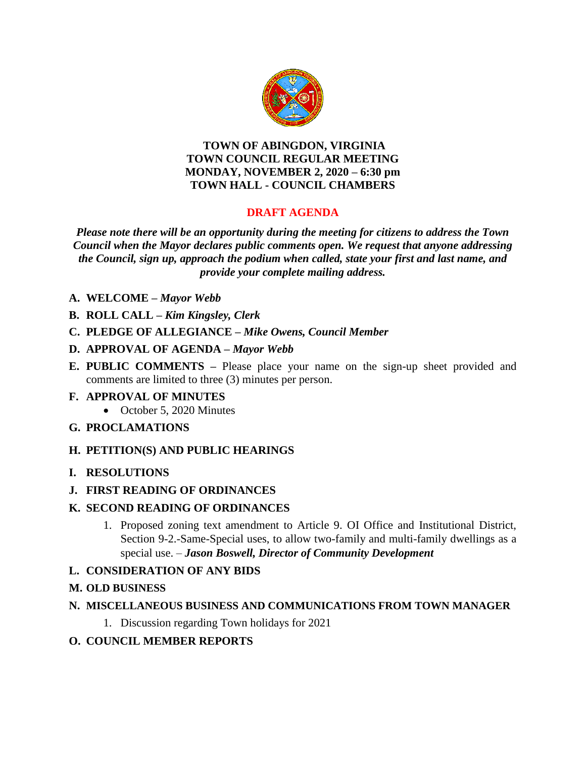# TOWN OF ABINGDON, VIRGINIA
# TOWN COUNCIL REGULAR MEETING
# MONDAY, NOVEMBER 2, 2020 – 6:30 pm
# TOWN HALL - COUNCIL CHAMBERS

## DRAFT AGENDA

***Please note there will be an opportunity during the meeting for citizens to address the Town Council when the Mayor declares public comments open. We request that anyone addressing the Council, sign up, approach the podium when called, state your first and last name, and provide your complete mailing address.***

- **A. WELCOME –** ***Mayor Webb***
- **B. ROLL CALL –** ***Kim Kingsley, Clerk***
- **C. PLEDGE OF ALLEGIANCE –** ***Mike Owens, Council Member***
- **D. APPROVAL OF AGENDA –** ***Mayor Webb***
- **E. PUBLIC COMMENTS –** Please place your name on the sign-up sheet provided and comments are limited to three (3) minutes per person.
- **F. APPROVAL OF MINUTES**
  - October 5, 2020 Minutes
- **G. PROCLAMATIONS**
- **H. PETITION(S) AND PUBLIC HEARINGS**
- **I. RESOLUTIONS**
- **J. FIRST READING OF ORDINANCES**
- **K. SECOND READING OF ORDINANCES**
  1. Proposed zoning text amendment to Article 9. OI Office and Institutional District, Section 9-2.-Same-Special uses, to allow two-family and multi-family dwellings as a special use. – ***Jason Boswell, Director of Community Development***
- **L. CONSIDERATION OF ANY BIDS**
- **M. OLD BUSINESS**
- **N. MISCELLANEOUS BUSINESS AND COMMUNICATIONS FROM TOWN MANAGER**
  1. Discussion regarding Town holidays for 2021
- **O. COUNCIL MEMBER REPORTS**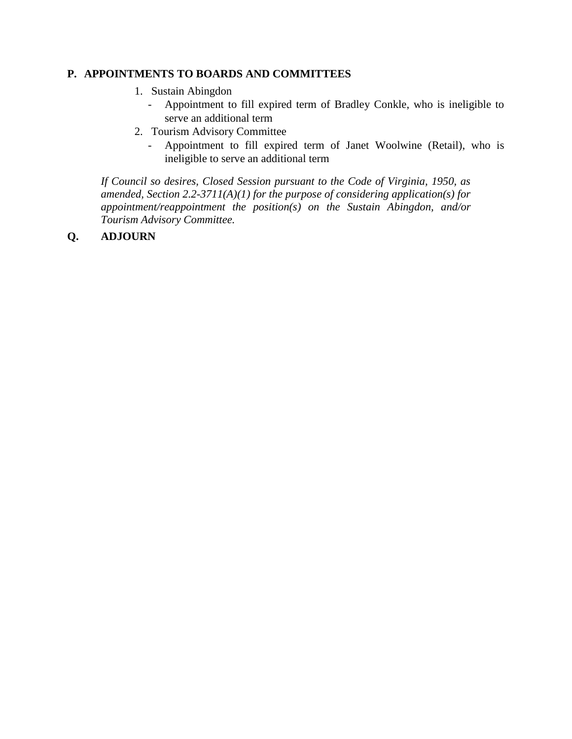**P. APPOINTMENTS TO BOARDS AND COMMITTEES**

1. Sustain Abingdon
   - Appointment to fill expired term of Bradley Conkle, who is ineligible to serve an additional term
2. Tourism Advisory Committee
   - Appointment to fill expired term of Janet Woolwine (Retail), who is ineligible to serve an additional term

*If Council so desires, Closed Session pursuant to the Code of Virginia, 1950, as amended, Section 2.2-3711(A)(1) for the purpose of considering application(s) for appointment/reappointment the position(s) on the Sustain Abingdon, and/or Tourism Advisory Committee.*

**Q. ADJOURN**